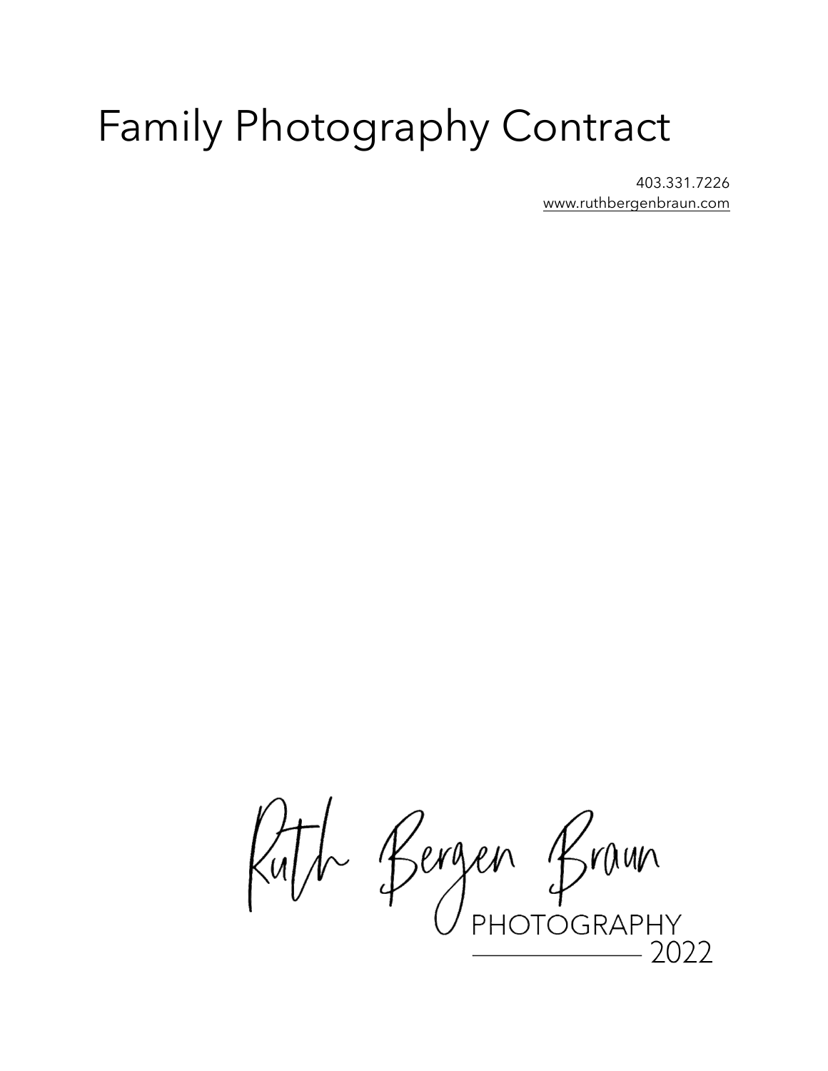# Family Photography Contract

403.331.7226
www.ruthbergenbraun.com

Ruth Bergen Braun
PHOTOGRAPHY
2022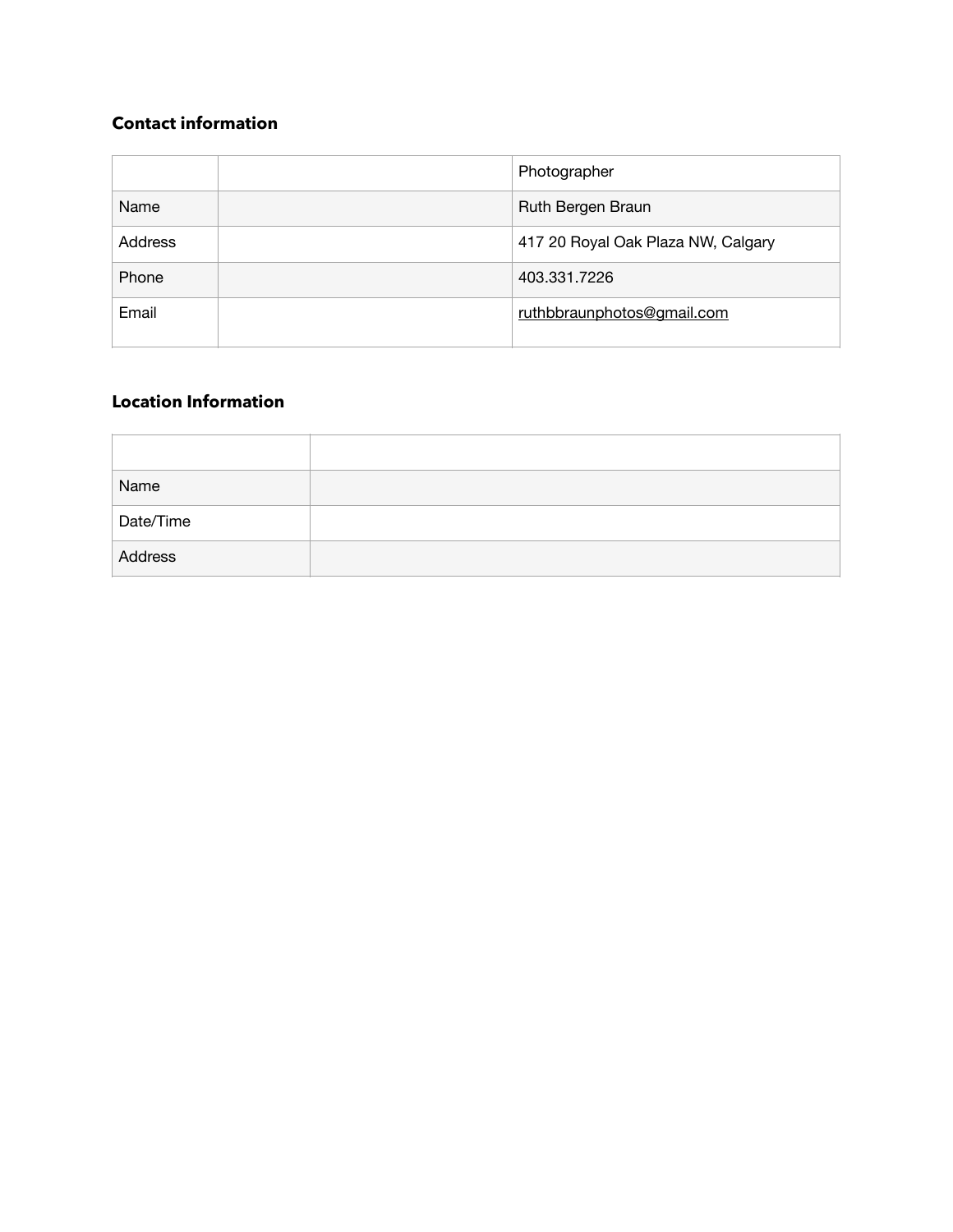## Contact information

| | | Photographer |
|---|---|---|
| Name | | Ruth Bergen Braun |
| Address | | 417 20 Royal Oak Plaza NW, Calgary |
| Phone | | 403.331.7226 |
| Email | | ruthbbraunphotos@gmail.com |

## Location Information

| | |
|---|---|
| Name | |
| Date/Time | |
| Address | |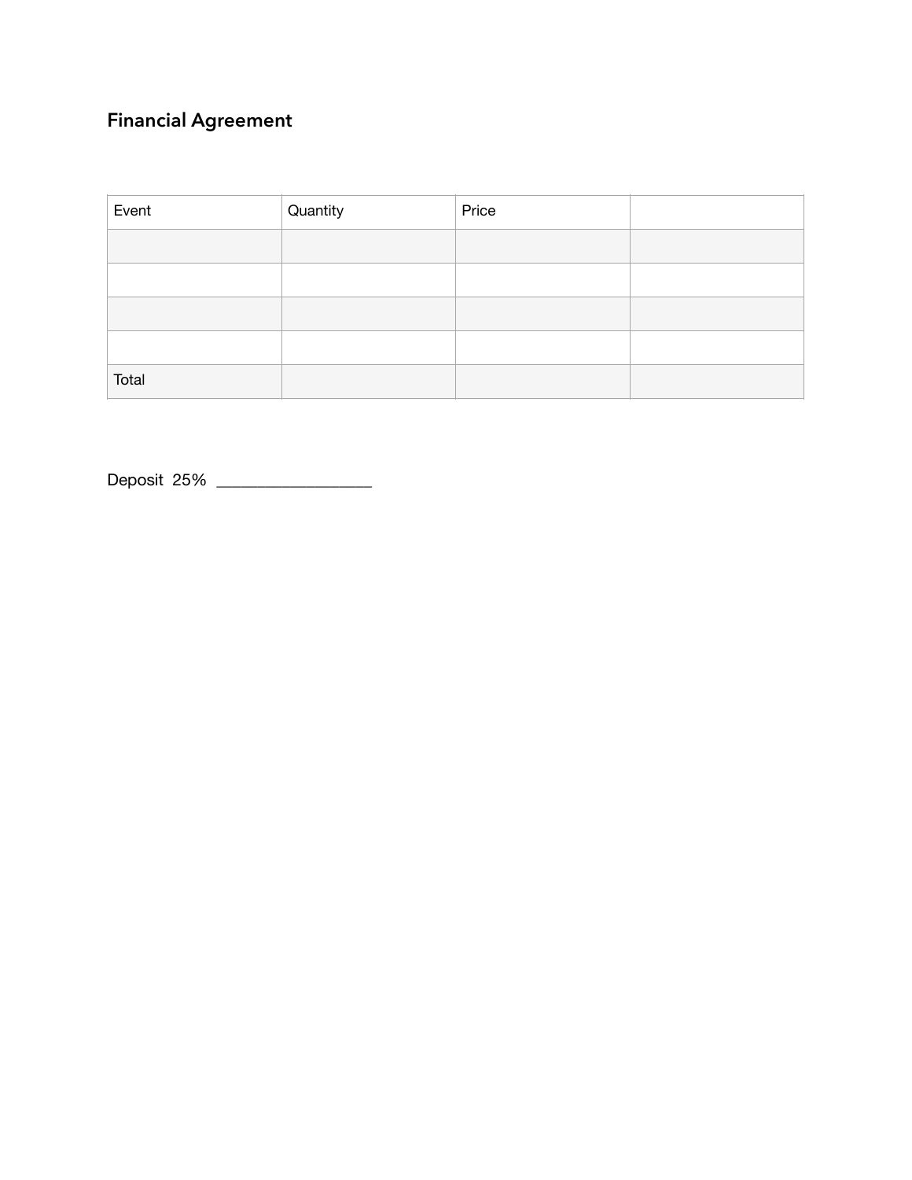## Financial Agreement

| Event | Quantity | Price | |
|---|---|---|---|
| | | | |
| | | | |
| | | | |
| | | | |
| Total | | | |

Deposit 25% _________________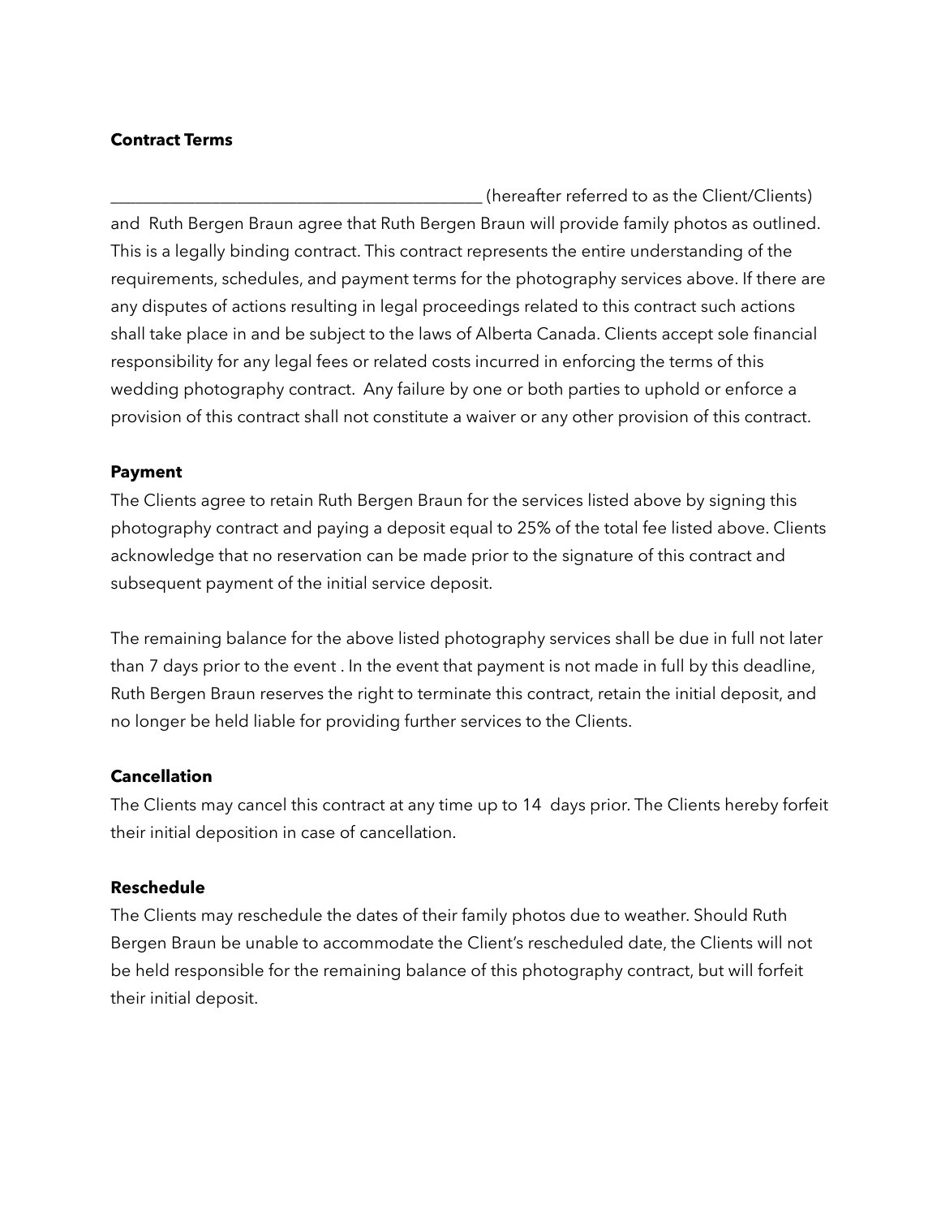**Contract Terms**

_____________________________________________ (hereafter referred to as the Client/Clients) and Ruth Bergen Braun agree that Ruth Bergen Braun will provide family photos as outlined. This is a legally binding contract. This contract represents the entire understanding of the requirements, schedules, and payment terms for the photography services above. If there are any disputes of actions resulting in legal proceedings related to this contract such actions shall take place in and be subject to the laws of Alberta Canada. Clients accept sole financial responsibility for any legal fees or related costs incurred in enforcing the terms of this wedding photography contract. Any failure by one or both parties to uphold or enforce a provision of this contract shall not constitute a waiver or any other provision of this contract.

**Payment**

The Clients agree to retain Ruth Bergen Braun for the services listed above by signing this photography contract and paying a deposit equal to 25% of the total fee listed above. Clients acknowledge that no reservation can be made prior to the signature of this contract and subsequent payment of the initial service deposit.

The remaining balance for the above listed photography services shall be due in full not later than 7 days prior to the event . In the event that payment is not made in full by this deadline, Ruth Bergen Braun reserves the right to terminate this contract, retain the initial deposit, and no longer be held liable for providing further services to the Clients.

**Cancellation**

The Clients may cancel this contract at any time up to 14 days prior. The Clients hereby forfeit their initial deposition in case of cancellation.

**Reschedule**

The Clients may reschedule the dates of their family photos due to weather. Should Ruth Bergen Braun be unable to accommodate the Client's rescheduled date, the Clients will not be held responsible for the remaining balance of this photography contract, but will forfeit their initial deposit.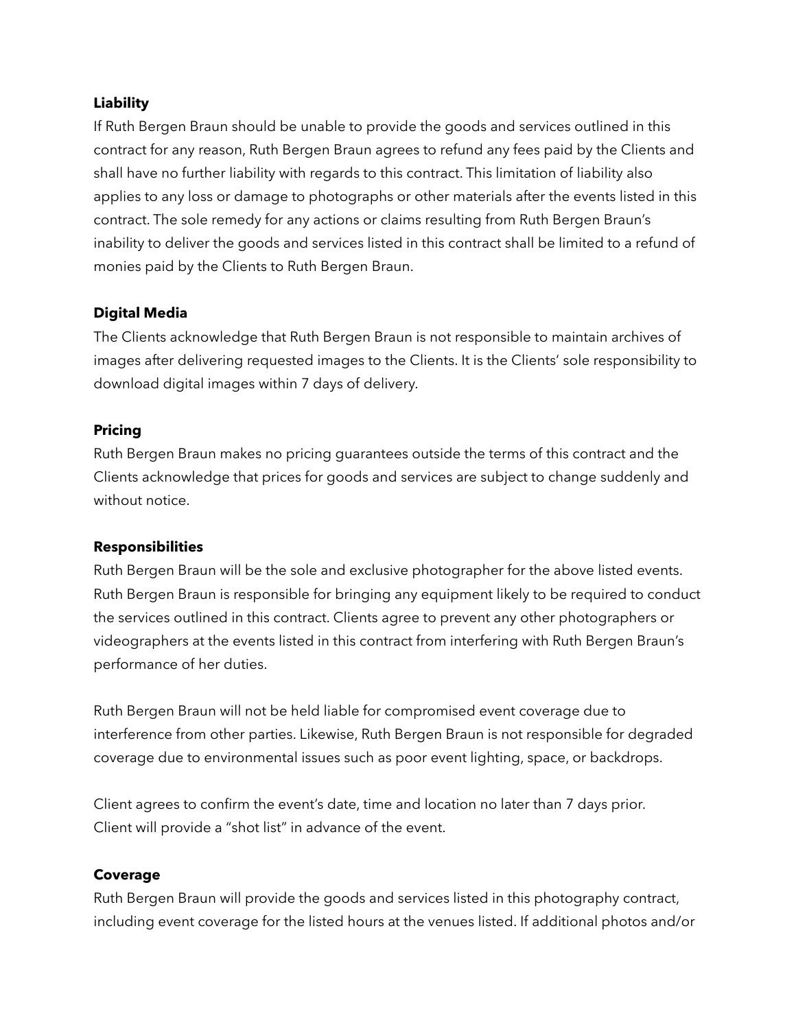**Liability**

If Ruth Bergen Braun should be unable to provide the goods and services outlined in this contract for any reason, Ruth Bergen Braun agrees to refund any fees paid by the Clients and shall have no further liability with regards to this contract. This limitation of liability also applies to any loss or damage to photographs or other materials after the events listed in this contract. The sole remedy for any actions or claims resulting from Ruth Bergen Braun's inability to deliver the goods and services listed in this contract shall be limited to a refund of monies paid by the Clients to Ruth Bergen Braun.

**Digital Media**

The Clients acknowledge that Ruth Bergen Braun is not responsible to maintain archives of images after delivering requested images to the Clients. It is the Clients' sole responsibility to download digital images within 7 days of delivery.

**Pricing**

Ruth Bergen Braun makes no pricing guarantees outside the terms of this contract and the Clients acknowledge that prices for goods and services are subject to change suddenly and without notice.

**Responsibilities**

Ruth Bergen Braun will be the sole and exclusive photographer for the above listed events. Ruth Bergen Braun is responsible for bringing any equipment likely to be required to conduct the services outlined in this contract. Clients agree to prevent any other photographers or videographers at the events listed in this contract from interfering with Ruth Bergen Braun's performance of her duties.

Ruth Bergen Braun will not be held liable for compromised event coverage due to interference from other parties. Likewise, Ruth Bergen Braun is not responsible for degraded coverage due to environmental issues such as poor event lighting, space, or backdrops.

Client agrees to confirm the event's date, time and location no later than 7 days prior.
Client will provide a "shot list" in advance of the event.

**Coverage**

Ruth Bergen Braun will provide the goods and services listed in this photography contract, including event coverage for the listed hours at the venues listed. If additional photos and/or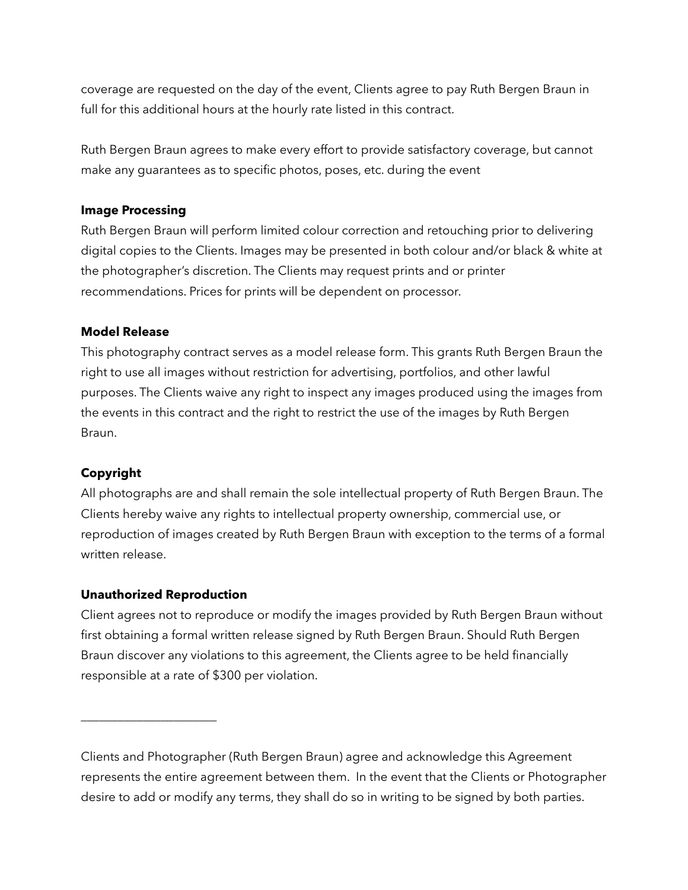coverage are requested on the day of the event, Clients agree to pay Ruth Bergen Braun in full for this additional hours at the hourly rate listed in this contract.

Ruth Bergen Braun agrees to make every effort to provide satisfactory coverage, but cannot make any guarantees as to specific photos, poses, etc. during the event

**Image Processing**

Ruth Bergen Braun will perform limited colour correction and retouching prior to delivering digital copies to the Clients. Images may be presented in both colour and/or black & white at the photographer's discretion. The Clients may request prints and or printer recommendations. Prices for prints will be dependent on processor.

**Model Release**

This photography contract serves as a model release form. This grants Ruth Bergen Braun the right to use all images without restriction for advertising, portfolios, and other lawful purposes. The Clients waive any right to inspect any images produced using the images from the events in this contract and the right to restrict the use of the images by Ruth Bergen Braun.

**Copyright**

All photographs are and shall remain the sole intellectual property of Ruth Bergen Braun. The Clients hereby waive any rights to intellectual property ownership, commercial use, or reproduction of images created by Ruth Bergen Braun with exception to the terms of a formal written release.

**Unauthorized Reproduction**

Client agrees not to reproduce or modify the images provided by Ruth Bergen Braun without first obtaining a formal written release signed by Ruth Bergen Braun. Should Ruth Bergen Braun discover any violations to this agreement, the Clients agree to be held financially responsible at a rate of $300 per violation.

______________________

Clients and Photographer (Ruth Bergen Braun) agree and acknowledge this Agreement represents the entire agreement between them. In the event that the Clients or Photographer desire to add or modify any terms, they shall do so in writing to be signed by both parties.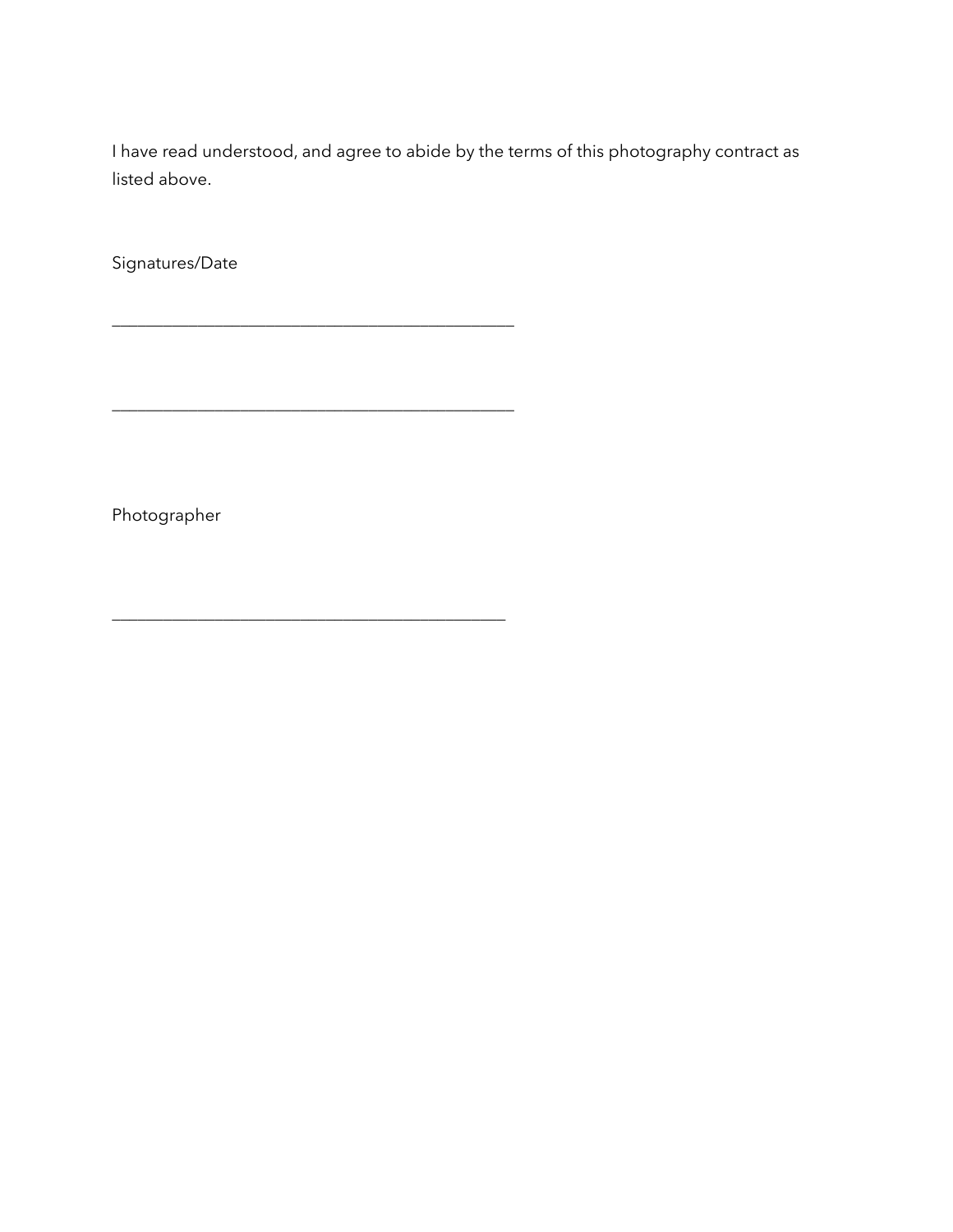I have read understood, and agree to abide by the terms of this photography contract as listed above.

Signatures/Date

_______________________________________________

_______________________________________________

Photographer

______________________________________________